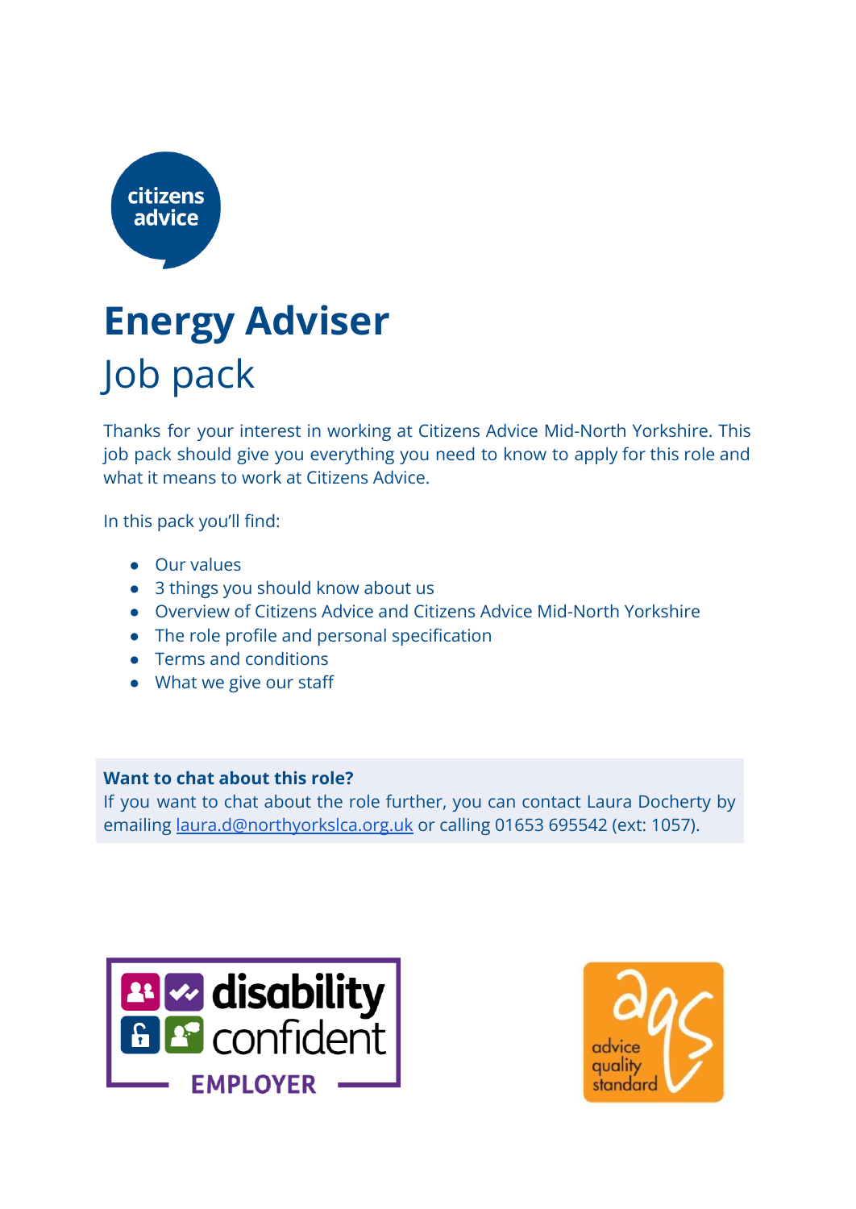citizens advice

# Energy Adviser

## Job pack

Thanks for your interest in working at Citizens Advice Mid-North Yorkshire. This job pack should give you everything you need to know to apply for this role and what it means to work at Citizens Advice.

In this pack you'll find:

- Our values
- 3 things you should know about us
- Overview of Citizens Advice and Citizens Advice Mid-North Yorkshire
- The role profile and personal specification
- Terms and conditions
- What we give our staff

**Want to chat about this role?**
If you want to chat about the role further, you can contact Laura Docherty by emailing laura.d@northyorkslca.org.uk or calling 01653 695542 (ext: 1057).

disability confident EMPLOYER

advice quality standard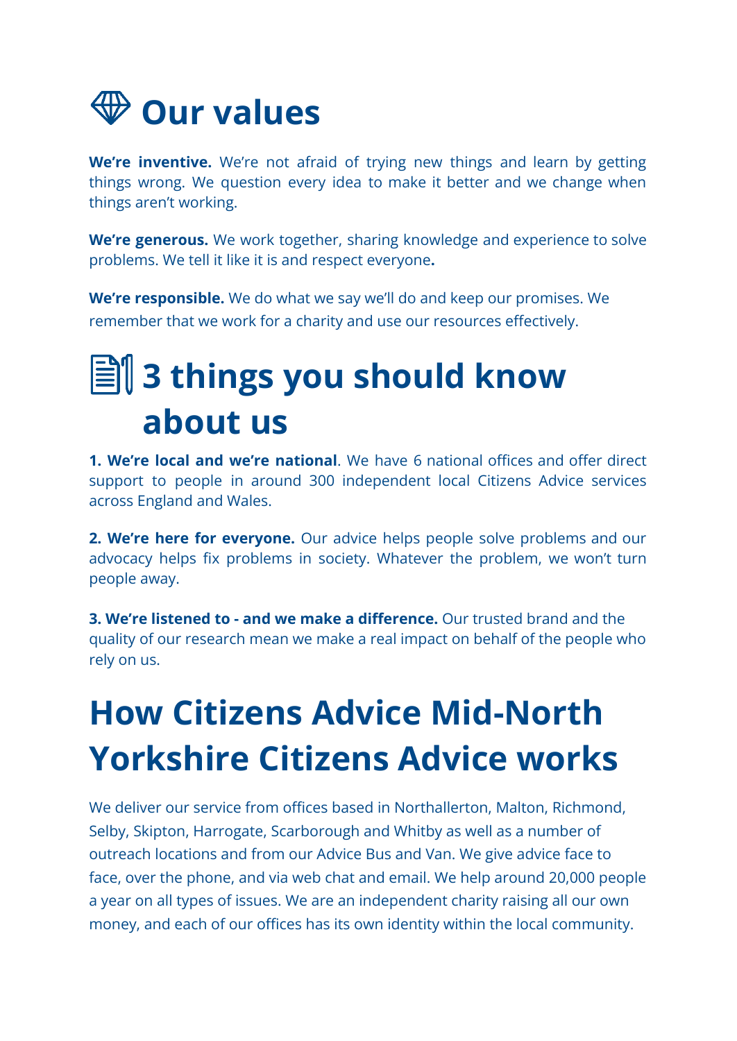# Our values

**We're inventive.** We're not afraid of trying new things and learn by getting things wrong. We question every idea to make it better and we change when things aren't working.

**We're generous.** We work together, sharing knowledge and experience to solve problems. We tell it like it is and respect everyone**.**

**We're responsible.** We do what we say we'll do and keep our promises. We remember that we work for a charity and use our resources effectively.

# 3 things you should know about us

**1. We're local and we're national**. We have 6 national offices and offer direct support to people in around 300 independent local Citizens Advice services across England and Wales.

**2. We're here for everyone.** Our advice helps people solve problems and our advocacy helps fix problems in society. Whatever the problem, we won't turn people away.

**3. We're listened to - and we make a difference.** Our trusted brand and the quality of our research mean we make a real impact on behalf of the people who rely on us.

# How Citizens Advice Mid-North Yorkshire Citizens Advice works

We deliver our service from offices based in Northallerton, Malton, Richmond, Selby, Skipton, Harrogate, Scarborough and Whitby as well as a number of outreach locations and from our Advice Bus and Van. We give advice face to face, over the phone, and via web chat and email. We help around 20,000 people a year on all types of issues. We are an independent charity raising all our own money, and each of our offices has its own identity within the local community.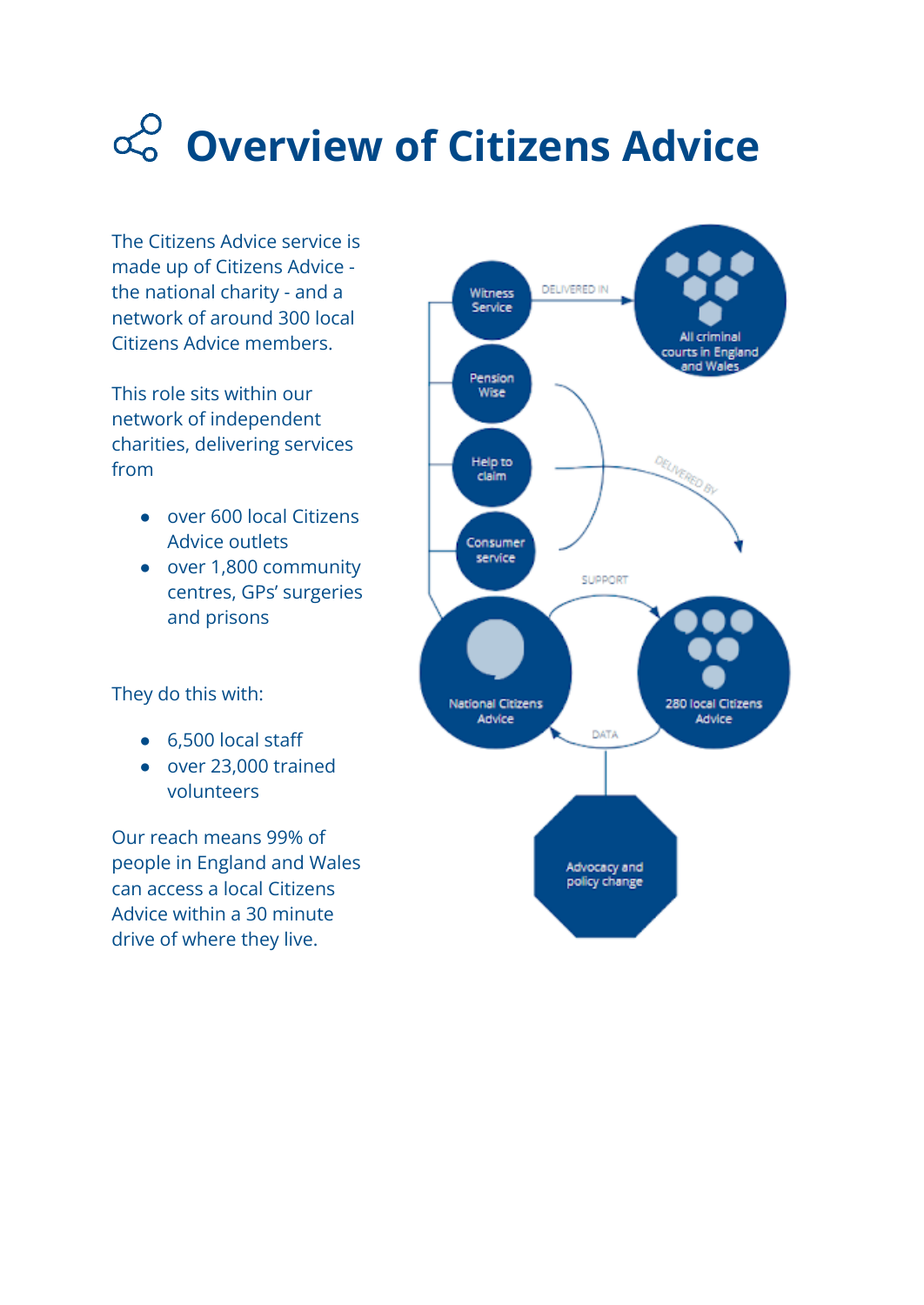# Overview of Citizens Advice

The Citizens Advice service is made up of Citizens Advice - the national charity - and a network of around 300 local Citizens Advice members.

This role sits within our network of independent charities, delivering services from

- over 600 local Citizens Advice outlets
- over 1,800 community centres, GPs' surgeries and prisons

They do this with:

- 6,500 local staff
- over 23,000 trained volunteers

Our reach means 99% of people in England and Wales can access a local Citizens Advice within a 30 minute drive of where they live.

Witness Service
DELIVERED IN
All criminal courts in England and Wales
Pension Wise
Help to claim
Consumer service
DELIVERED BY
SUPPORT
National Citizens Advice
280 local Citizens Advice
DATA
Advocacy and policy change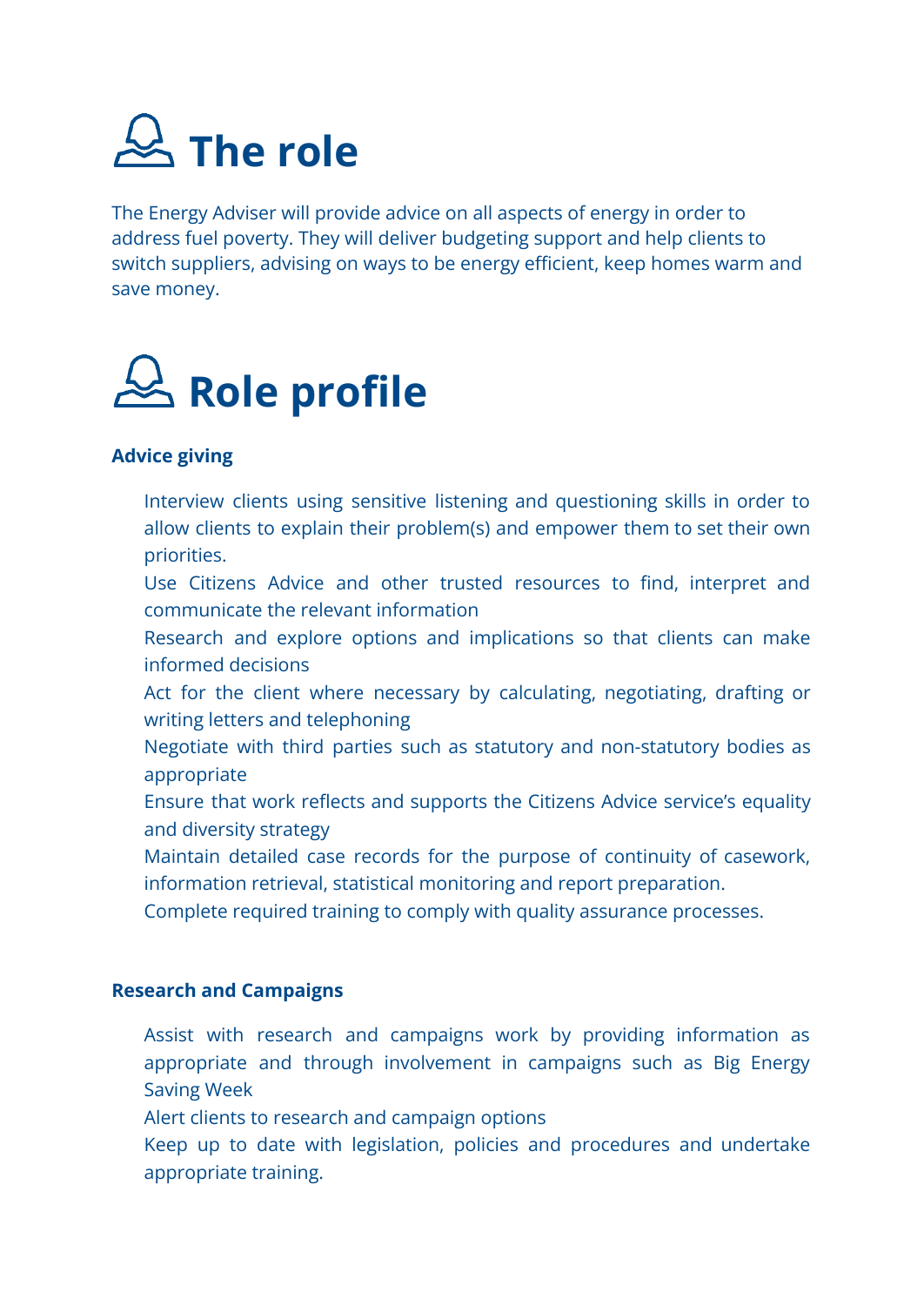# The role

The Energy Adviser will provide advice on all aspects of energy in order to address fuel poverty. They will deliver budgeting support and help clients to switch suppliers, advising on ways to be energy efficient, keep homes warm and save money.

# Role profile

**Advice giving**

- Interview clients using sensitive listening and questioning skills in order to allow clients to explain their problem(s) and empower them to set their own priorities.
- Use Citizens Advice and other trusted resources to find, interpret and communicate the relevant information
- Research and explore options and implications so that clients can make informed decisions
- Act for the client where necessary by calculating, negotiating, drafting or writing letters and telephoning
- Negotiate with third parties such as statutory and non-statutory bodies as appropriate
- Ensure that work reflects and supports the Citizens Advice service's equality and diversity strategy
- Maintain detailed case records for the purpose of continuity of casework, information retrieval, statistical monitoring and report preparation.
- Complete required training to comply with quality assurance processes.

**Research and Campaigns**

- Assist with research and campaigns work by providing information as appropriate and through involvement in campaigns such as Big Energy Saving Week
- Alert clients to research and campaign options
- Keep up to date with legislation, policies and procedures and undertake appropriate training.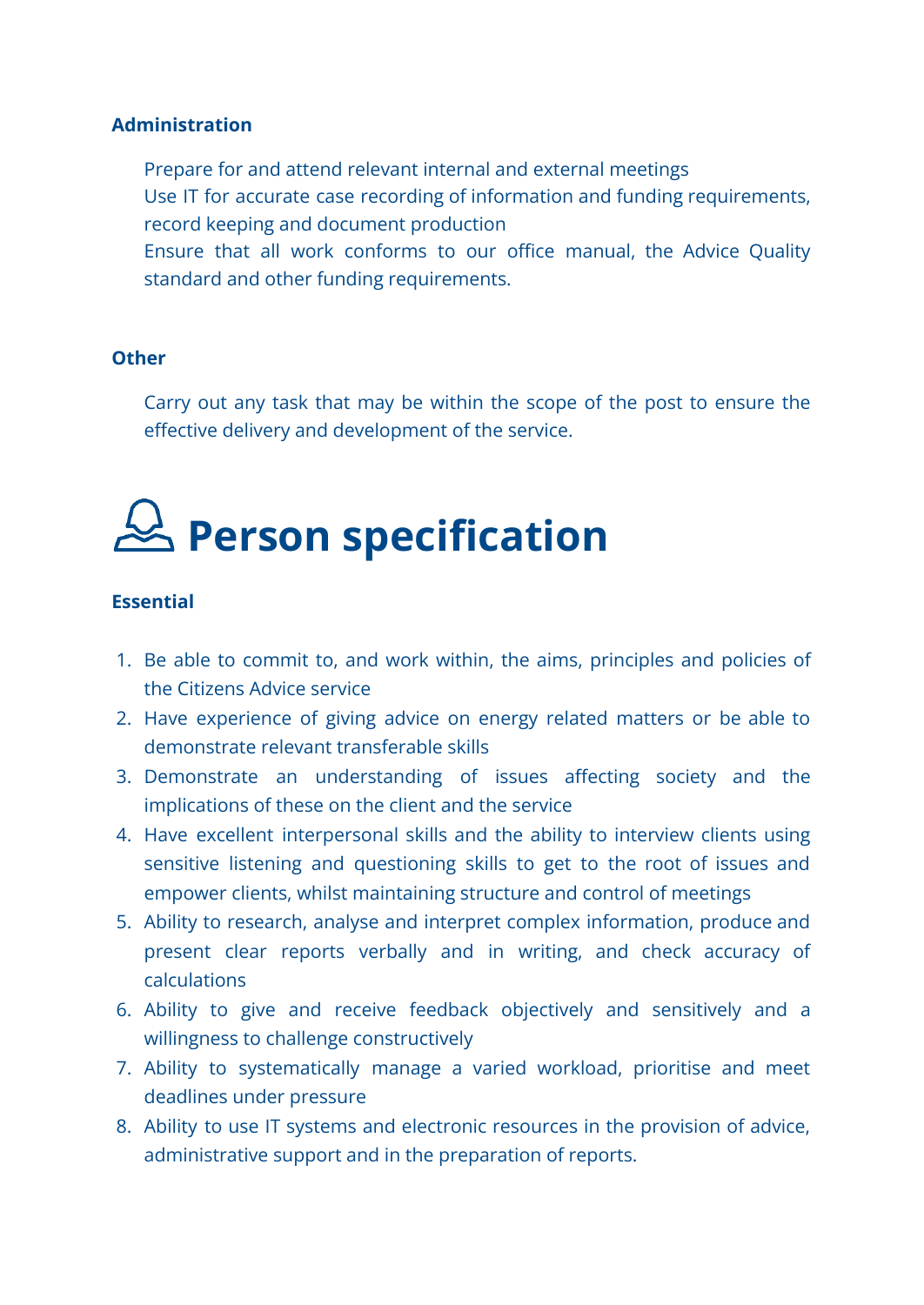**Administration**

Prepare for and attend relevant internal and external meetings
Use IT for accurate case recording of information and funding requirements, record keeping and document production
Ensure that all work conforms to our office manual, the Advice Quality standard and other funding requirements.

**Other**

Carry out any task that may be within the scope of the post to ensure the effective delivery and development of the service.

# Person specification

**Essential**

1. Be able to commit to, and work within, the aims, principles and policies of the Citizens Advice service
2. Have experience of giving advice on energy related matters or be able to demonstrate relevant transferable skills
3. Demonstrate an understanding of issues affecting society and the implications of these on the client and the service
4. Have excellent interpersonal skills and the ability to interview clients using sensitive listening and questioning skills to get to the root of issues and empower clients, whilst maintaining structure and control of meetings
5. Ability to research, analyse and interpret complex information, produce and present clear reports verbally and in writing, and check accuracy of calculations
6. Ability to give and receive feedback objectively and sensitively and a willingness to challenge constructively
7. Ability to systematically manage a varied workload, prioritise and meet deadlines under pressure
8. Ability to use IT systems and electronic resources in the provision of advice, administrative support and in the preparation of reports.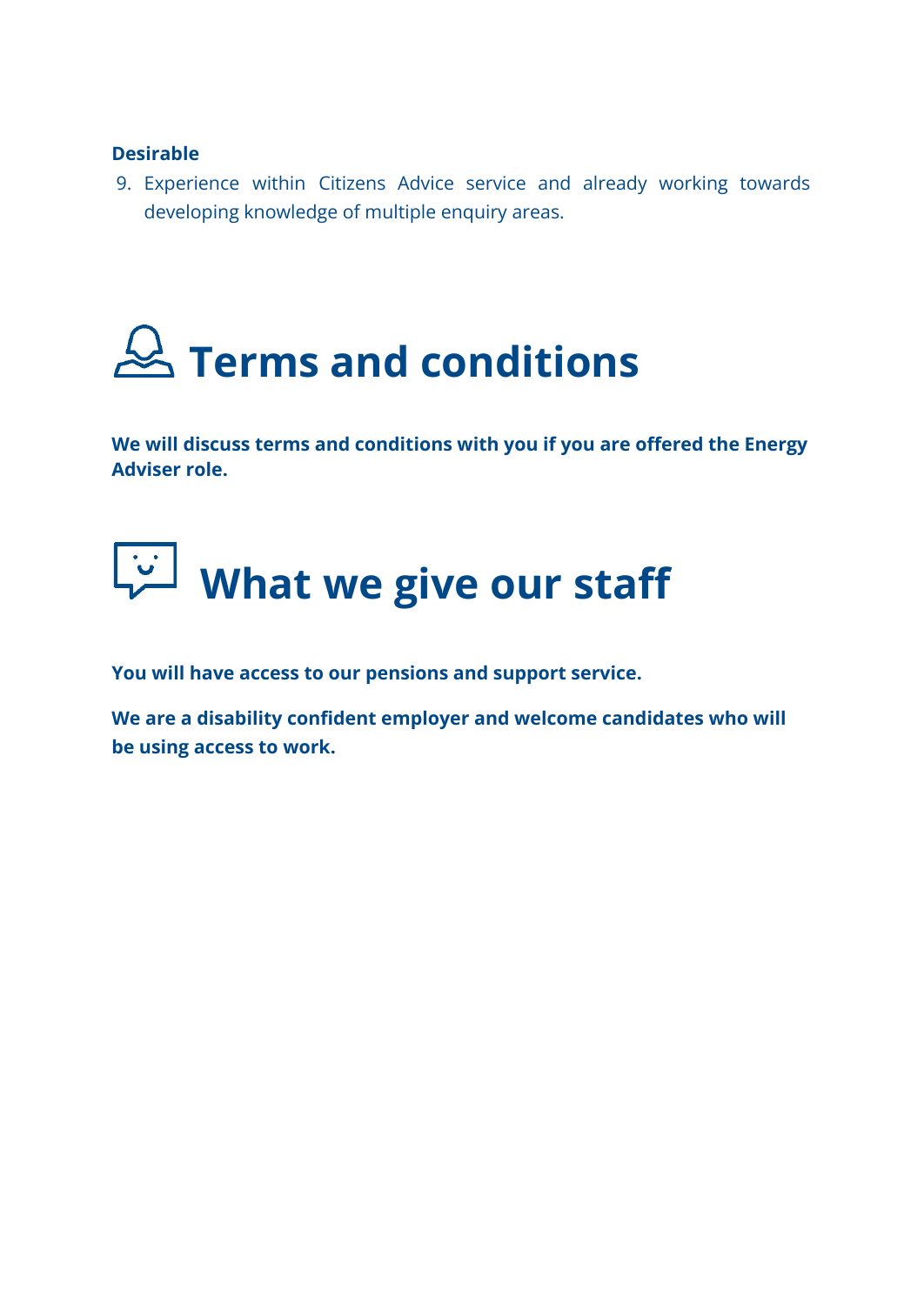**Desirable**

9. Experience within Citizens Advice service and already working towards developing knowledge of multiple enquiry areas.

# Terms and conditions

**We will discuss terms and conditions with you if you are offered the Energy Adviser role.**

# What we give our staff

**You will have access to our pensions and support service.**

**We are a disability confident employer and welcome candidates who will be using access to work.**